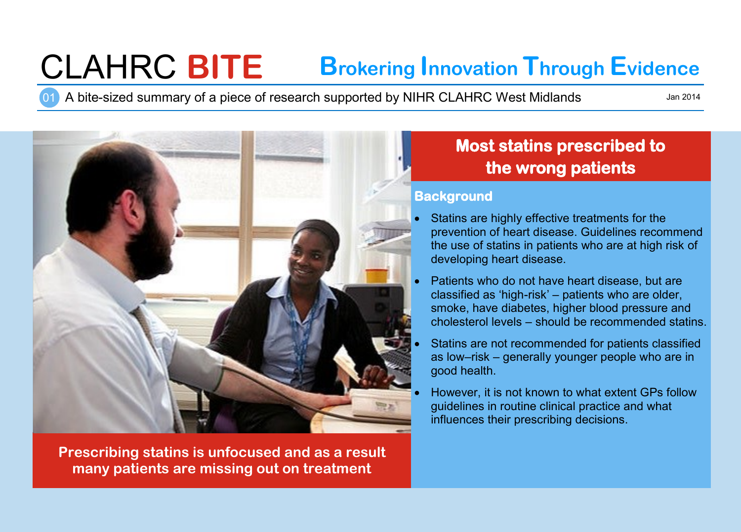# CLAHRC BITE

**Brokering Innovation Through Evidence**

01 A bite-sized summary of a piece of research supported by NIHR CLAHRC West Midlands

Jan 2014

**Prescribing statins is unfocused and as a result many patients are missing out on treatment**

## Most statins prescribed to the wrong patients

### Background

- Statins are highly effective treatments for the prevention of heart disease. Guidelines recommend the use of statins in patients who are at high risk of developing heart disease.
- Patients who do not have heart disease, but are classified as 'high-risk' – patients who are older, smoke, have diabetes, higher blood pressure and cholesterol levels – should be recommended statins.
- Statins are not recommended for patients classified as low–risk – generally younger people who are in good health.
- However, it is not known to what extent GPs follow guidelines in routine clinical practice and what influences their prescribing decisions.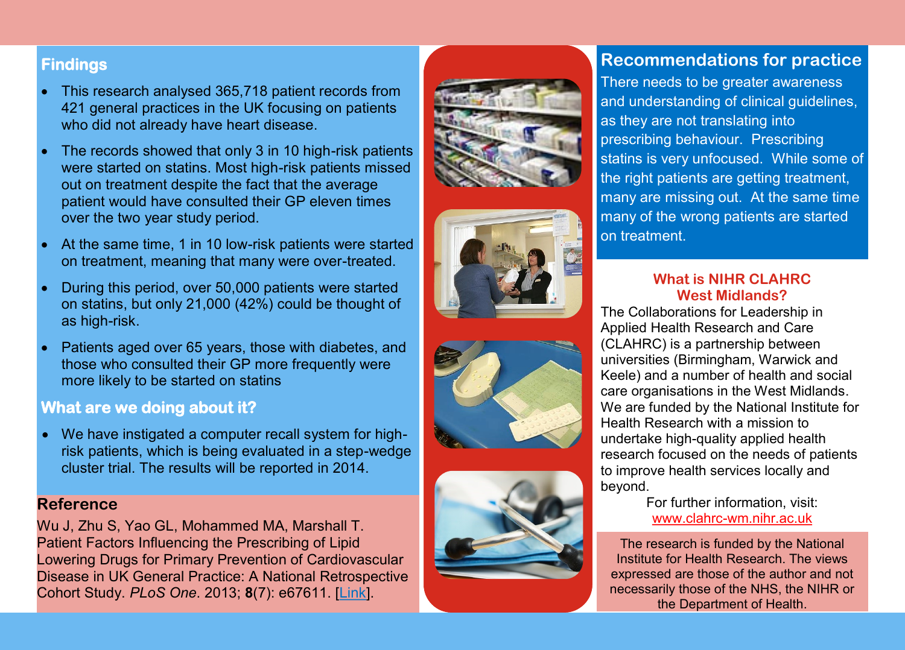## Findings

- This research analysed 365,718 patient records from 421 general practices in the UK focusing on patients who did not already have heart disease.
- The records showed that only 3 in 10 high-risk patients were started on statins. Most high-risk patients missed out on treatment despite the fact that the average patient would have consulted their GP eleven times over the two year study period.
- At the same time, 1 in 10 low-risk patients were started on treatment, meaning that many were over-treated.
- During this period, over 50,000 patients were started on statins, but only 21,000 (42%) could be thought of as high-risk.
- Patients aged over 65 years, those with diabetes, and those who consulted their GP more frequently were more likely to be started on statins

## What are we doing about it?

- We have instigated a computer recall system for high-risk patients, which is being evaluated in a step-wedge cluster trial. The results will be reported in 2014.

## Reference

Wu J, Zhu S, Yao GL, Mohammed MA, Marshall T. Patient Factors Influencing the Prescribing of Lipid Lowering Drugs for Primary Prevention of Cardiovascular Disease in UK General Practice: A National Retrospective Cohort Study. *PLoS One*. 2013; **8**(7): e67611. [Link].

## Recommendations for practice

There needs to be greater awareness and understanding of clinical guidelines, as they are not translating into prescribing behaviour. Prescribing statins is very unfocused. While some of the right patients are getting treatment, many are missing out. At the same time many of the wrong patients are started on treatment.

### What is NIHR CLAHRC West Midlands?

The Collaborations for Leadership in Applied Health Research and Care (CLAHRC) is a partnership between universities (Birmingham, Warwick and Keele) and a number of health and social care organisations in the West Midlands. We are funded by the National Institute for Health Research with a mission to undertake high-quality applied health research focused on the needs of patients to improve health services locally and beyond.

For further information, visit: www.clahrc-wm.nihr.ac.uk

The research is funded by the National Institute for Health Research. The views expressed are those of the author and not necessarily those of the NHS, the NIHR or the Department of Health.